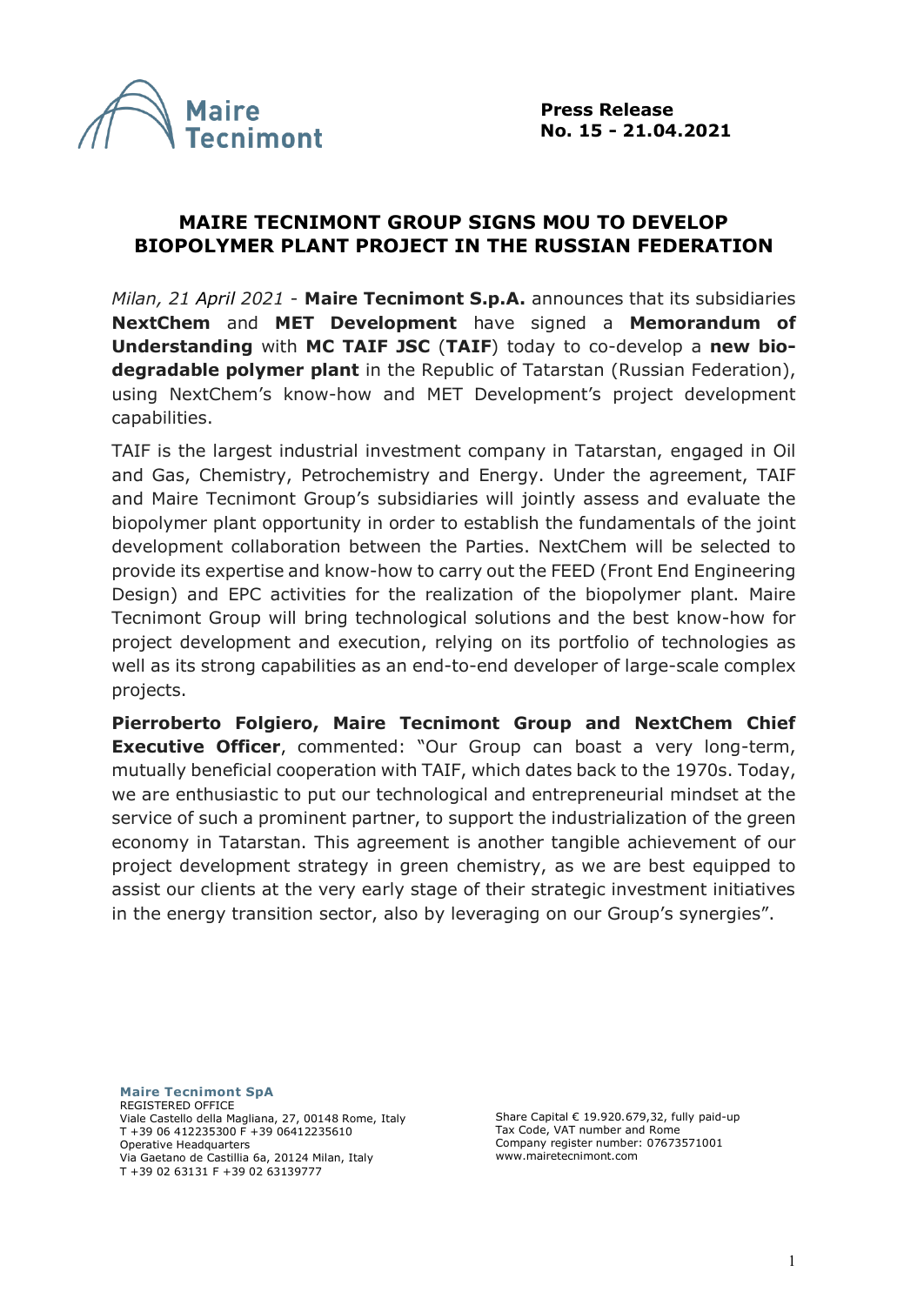**Press Release**
**No. 15 - 21.04.2021**

# MAIRE TECNIMONT GROUP SIGNS MOU TO DEVELOP BIOPOLYMER PLANT PROJECT IN THE RUSSIAN FEDERATION

*Milan, 21 April 2021* - **Maire Tecnimont S.p.A.** announces that its subsidiaries **NextChem** and **MET Development** have signed a **Memorandum of Understanding** with **MC TAIF JSC** (**TAIF**) today to co-develop a **new bio-degradable polymer plant** in the Republic of Tatarstan (Russian Federation), using NextChem's know-how and MET Development's project development capabilities.

TAIF is the largest industrial investment company in Tatarstan, engaged in Oil and Gas, Chemistry, Petrochemistry and Energy. Under the agreement, TAIF and Maire Tecnimont Group's subsidiaries will jointly assess and evaluate the biopolymer plant opportunity in order to establish the fundamentals of the joint development collaboration between the Parties. NextChem will be selected to provide its expertise and know-how to carry out the FEED (Front End Engineering Design) and EPC activities for the realization of the biopolymer plant. Maire Tecnimont Group will bring technological solutions and the best know-how for project development and execution, relying on its portfolio of technologies as well as its strong capabilities as an end-to-end developer of large-scale complex projects.

**Pierroberto Folgiero, Maire Tecnimont Group and NextChem Chief Executive Officer**, commented: "Our Group can boast a very long-term, mutually beneficial cooperation with TAIF, which dates back to the 1970s. Today, we are enthusiastic to put our technological and entrepreneurial mindset at the service of such a prominent partner, to support the industrialization of the green economy in Tatarstan. This agreement is another tangible achievement of our project development strategy in green chemistry, as we are best equipped to assist our clients at the very early stage of their strategic investment initiatives in the energy transition sector, also by leveraging on our Group's synergies".

**Maire Tecnimont SpA**
REGISTERED OFFICE
Viale Castello della Magliana, 27, 00148 Rome, Italy
T +39 06 412235300 F +39 06412235610
Operative Headquarters
Via Gaetano de Castillia 6a, 20124 Milan, Italy
T +39 02 63131 F +39 02 63139777

Share Capital € 19.920.679,32, fully paid-up
Tax Code, VAT number and Rome
Company register number: 07673571001
www.mairetecnimont.com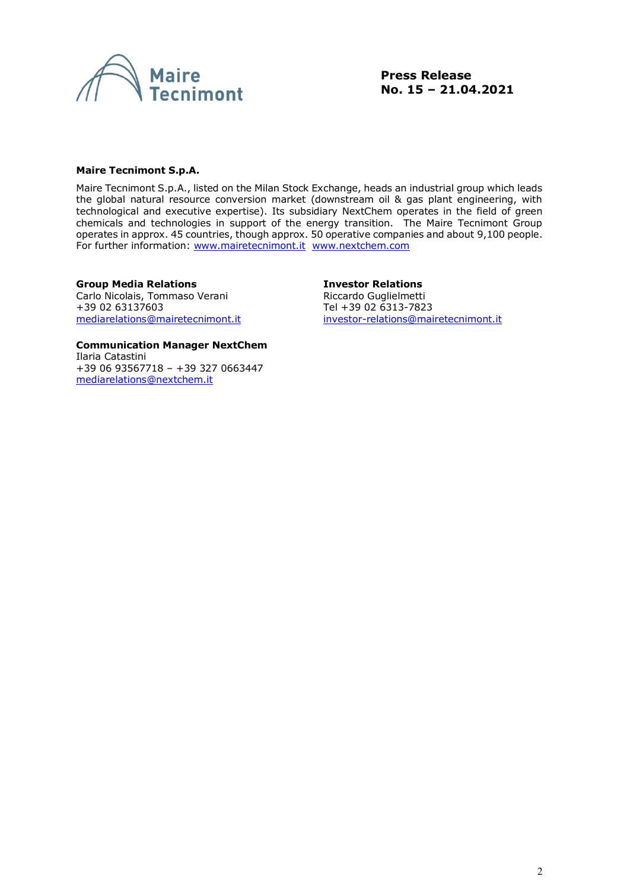**Press Release**
**No. 15 – 21.04.2021**

**Maire Tecnimont S.p.A.**

Maire Tecnimont S.p.A., listed on the Milan Stock Exchange, heads an industrial group which leads the global natural resource conversion market (downstream oil & gas plant engineering, with technological and executive expertise). Its subsidiary NextChem operates in the field of green chemicals and technologies in support of the energy transition. The Maire Tecnimont Group operates in approx. 45 countries, though approx. 50 operative companies and about 9,100 people. For further information: www.mairetecnimont.it www.nextchem.com

**Group Media Relations**
Carlo Nicolais, Tommaso Verani
+39 02 63137603
mediarelations@mairetecnimont.it

**Investor Relations**
Riccardo Guglielmetti
Tel +39 02 6313-7823
investor-relations@mairetecnimont.it

**Communication Manager NextChem**
Ilaria Catastini
+39 06 93567718 – +39 327 0663447
mediarelations@nextchem.it